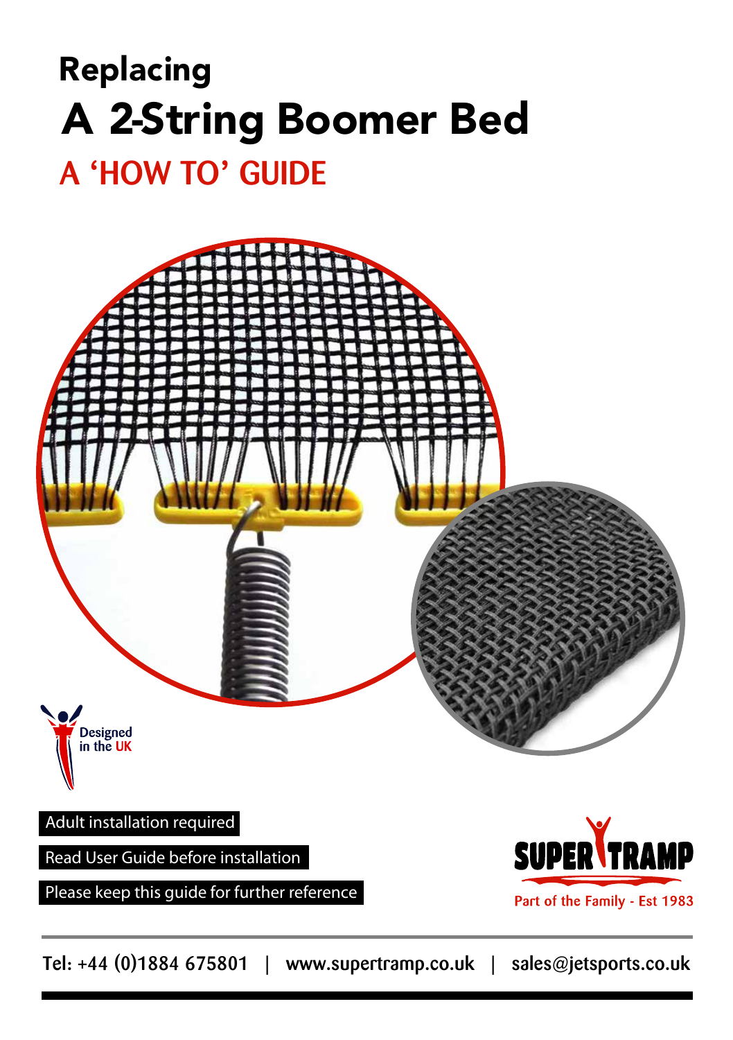# Replacing A 2-String Boomer Bed

## A 'HOW TO' GUIDE

Designed in the UK

Adult installation required

Read User Guide before installation

Please keep this guide for further reference

SUPER TRAMP

Part of the Family - Est 1983

Tel: +44 (0)1884 675801 | www.supertramp.co.uk | sales@jetsports.co.uk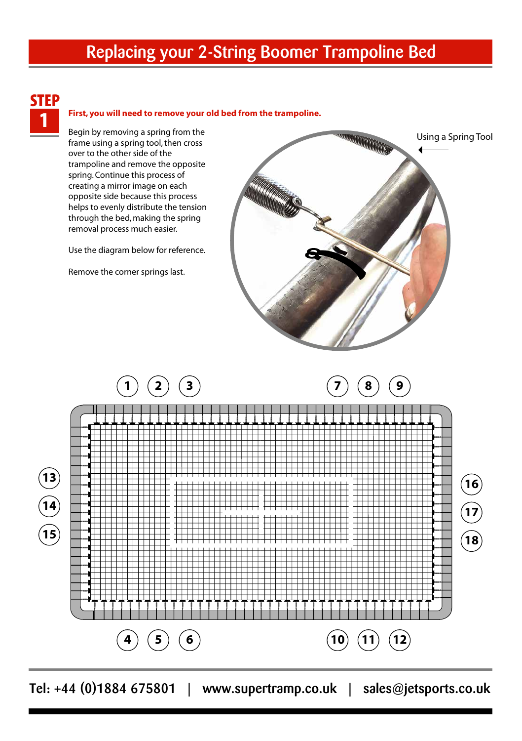# Replacing your 2-String Boomer Trampoline Bed

## STEP 1

**First, you will need to remove your old bed from the trampoline.**

Begin by removing a spring from the frame using a spring tool, then cross over to the other side of the trampoline and remove the opposite spring. Continue this process of creating a mirror image on each opposite side because this process helps to evenly distribute the tension through the bed, making the spring removal process much easier.

Use the diagram below for reference.

Remove the corner springs last.

Using a Spring Tool

1 2 3 7 8 9

13 14 15 16 17 18

4 5 6 10 11 12

Tel: +44 (0)1884 675801 | www.supertramp.co.uk | sales@jetsports.co.uk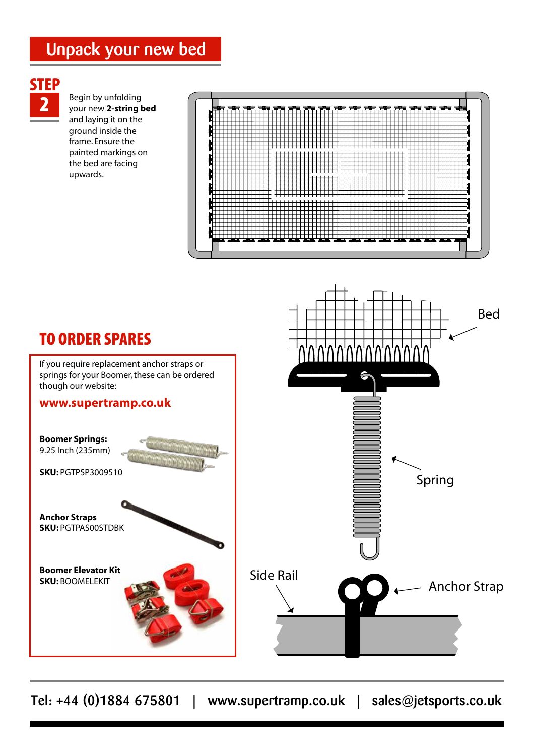# Unpack your new bed

## STEP 2

Begin by unfolding your new **2-string bed** and laying it on the ground inside the frame. Ensure the painted markings on the bed are facing upwards.

Bed

Spring

Side Rail

Anchor Strap

## TO ORDER SPARES

If you require replacement anchor straps or springs for your Boomer, these can be ordered though our website:

**www.supertramp.co.uk**

**Boomer Springs:**
9.25 Inch (235mm)

**SKU:** PGTPSP3009510

**Anchor Straps**
**SKU:** PGTPAS00STDBK

**Boomer Elevator Kit**
**SKU:** BOOMELEKIT

Tel: +44 (0)1884 675801 | www.supertramp.co.uk | sales@jetsports.co.uk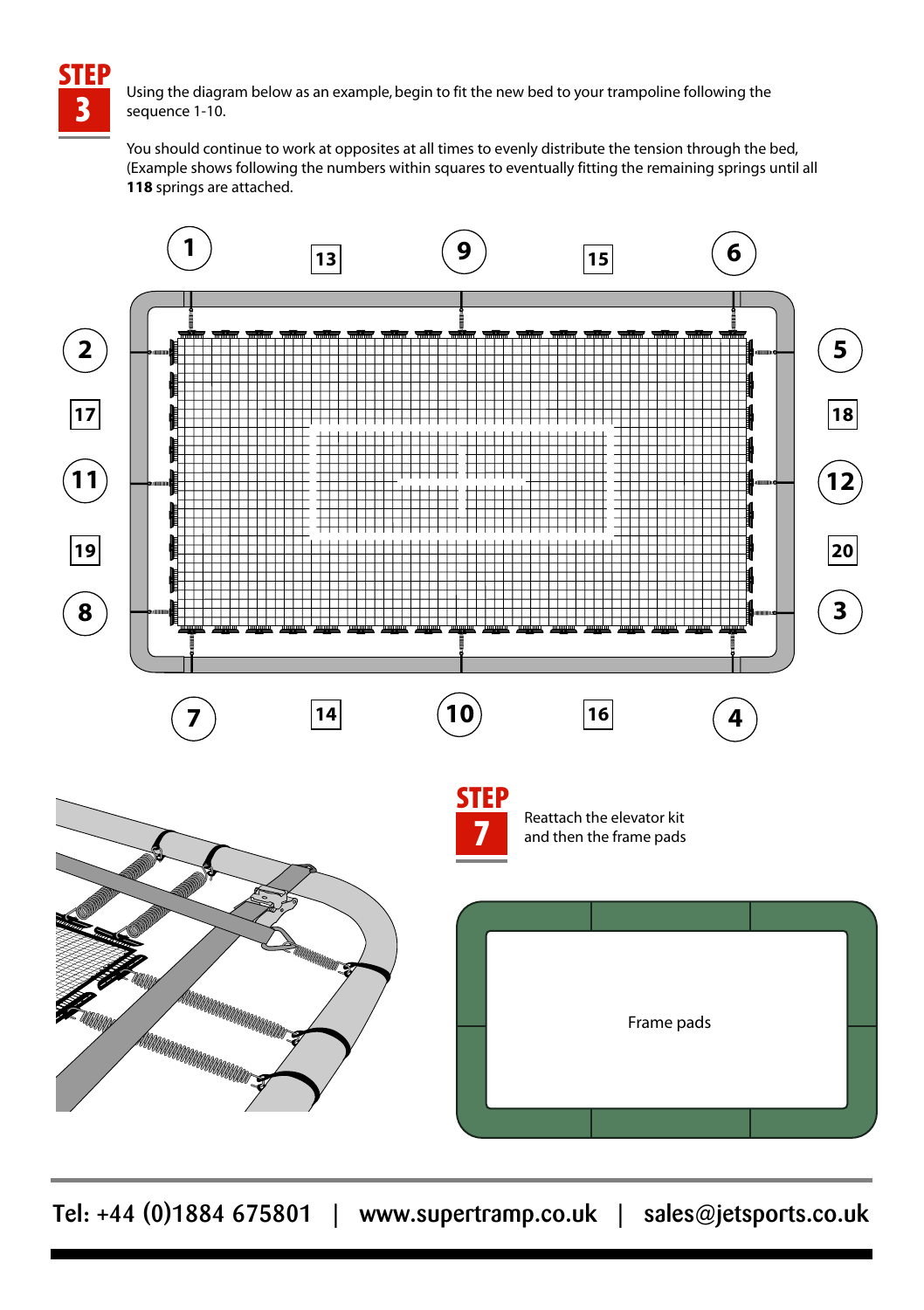## STEP 3

Using the diagram below as an example, begin to fit the new bed to your trampoline following the sequence 1-10.

You should continue to work at opposites at all times to evenly distribute the tension through the bed, (Example shows following the numbers within squares to eventually fitting the remaining springs until all **118** springs are attached.

1
13
9
15
6
2
5
17
18
11
12
19
20
8
3
7
14
10
16
4

## STEP 7

Reattach the elevator kit and then the frame pads

Frame pads